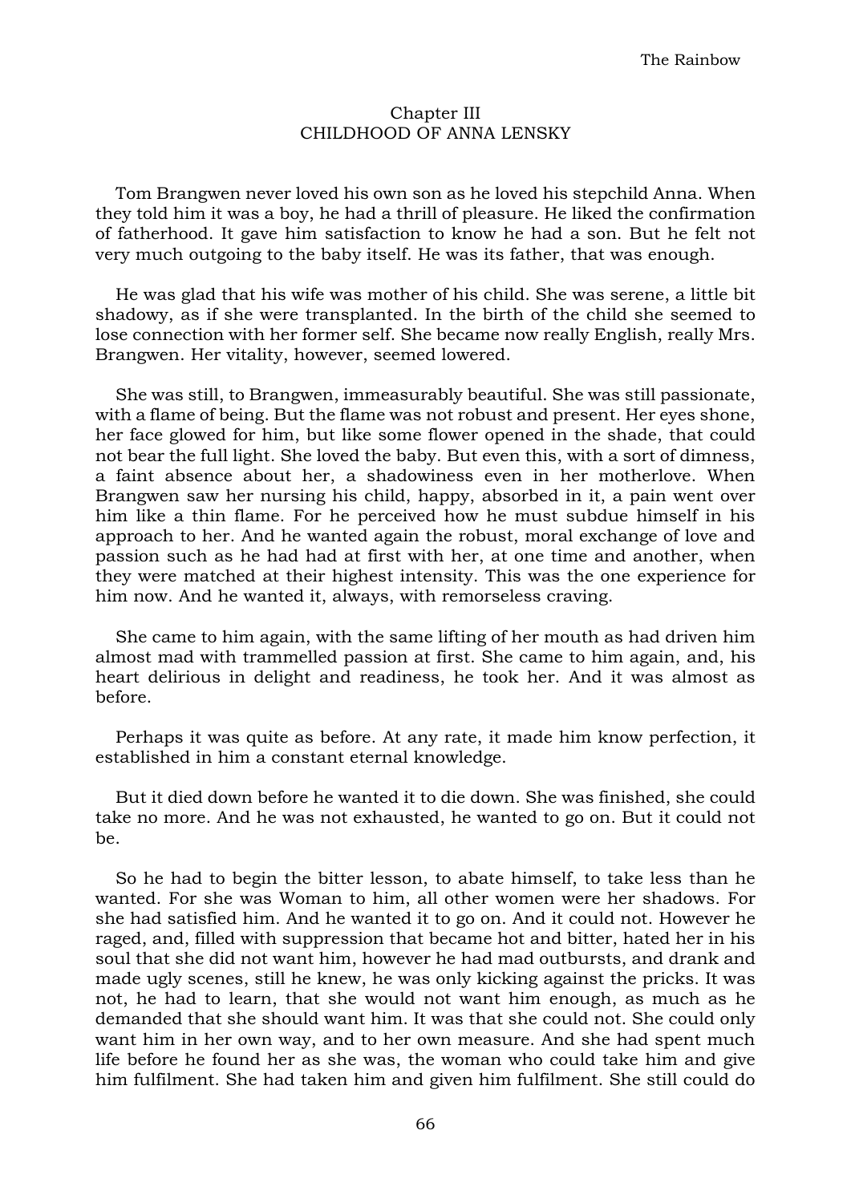# Chapter III
## CHILDHOOD OF ANNA LENSKY

Tom Brangwen never loved his own son as he loved his stepchild Anna. When they told him it was a boy, he had a thrill of pleasure. He liked the confirmation of fatherhood. It gave him satisfaction to know he had a son. But he felt not very much outgoing to the baby itself. He was its father, that was enough.

He was glad that his wife was mother of his child. She was serene, a little bit shadowy, as if she were transplanted. In the birth of the child she seemed to lose connection with her former self. She became now really English, really Mrs. Brangwen. Her vitality, however, seemed lowered.

She was still, to Brangwen, immeasurably beautiful. She was still passionate, with a flame of being. But the flame was not robust and present. Her eyes shone, her face glowed for him, but like some flower opened in the shade, that could not bear the full light. She loved the baby. But even this, with a sort of dimness, a faint absence about her, a shadowiness even in her motherlove. When Brangwen saw her nursing his child, happy, absorbed in it, a pain went over him like a thin flame. For he perceived how he must subdue himself in his approach to her. And he wanted again the robust, moral exchange of love and passion such as he had had at first with her, at one time and another, when they were matched at their highest intensity. This was the one experience for him now. And he wanted it, always, with remorseless craving.

She came to him again, with the same lifting of her mouth as had driven him almost mad with trammelled passion at first. She came to him again, and, his heart delirious in delight and readiness, he took her. And it was almost as before.

Perhaps it was quite as before. At any rate, it made him know perfection, it established in him a constant eternal knowledge.

But it died down before he wanted it to die down. She was finished, she could take no more. And he was not exhausted, he wanted to go on. But it could not be.

So he had to begin the bitter lesson, to abate himself, to take less than he wanted. For she was Woman to him, all other women were her shadows. For she had satisfied him. And he wanted it to go on. And it could not. However he raged, and, filled with suppression that became hot and bitter, hated her in his soul that she did not want him, however he had mad outbursts, and drank and made ugly scenes, still he knew, he was only kicking against the pricks. It was not, he had to learn, that she would not want him enough, as much as he demanded that she should want him. It was that she could not. She could only want him in her own way, and to her own measure. And she had spent much life before he found her as she was, the woman who could take him and give him fulfilment. She had taken him and given him fulfilment. She still could do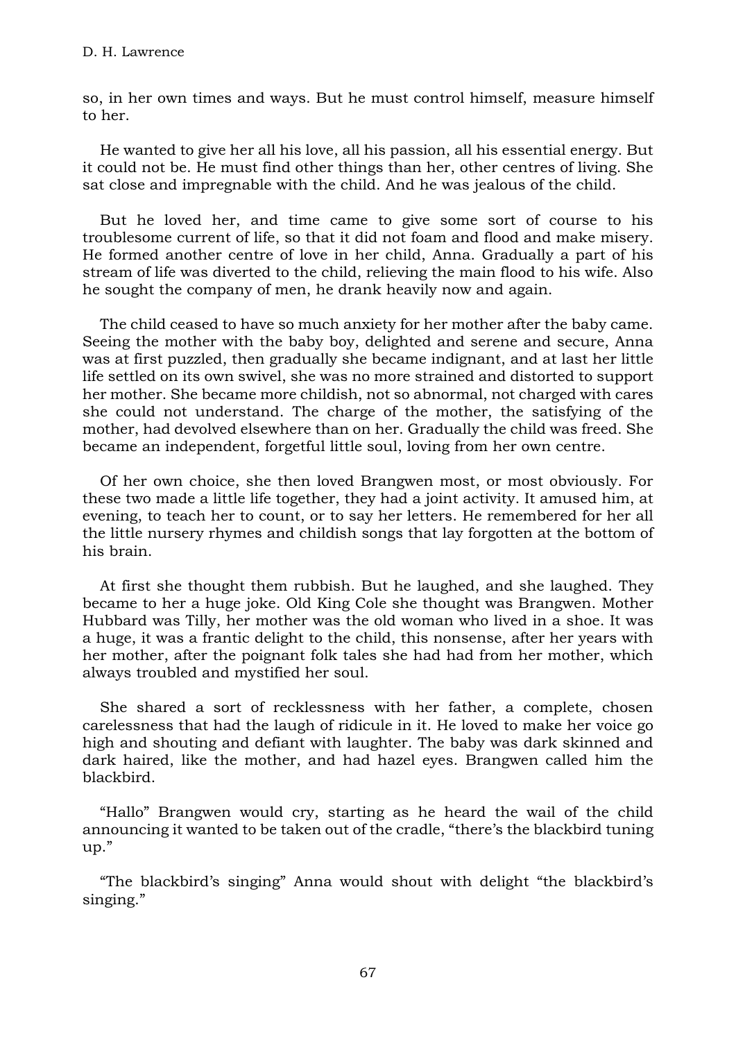so, in her own times and ways. But he must control himself, measure himself to her.

He wanted to give her all his love, all his passion, all his essential energy. But it could not be. He must find other things than her, other centres of living. She sat close and impregnable with the child. And he was jealous of the child.

But he loved her, and time came to give some sort of course to his troublesome current of life, so that it did not foam and flood and make misery. He formed another centre of love in her child, Anna. Gradually a part of his stream of life was diverted to the child, relieving the main flood to his wife. Also he sought the company of men, he drank heavily now and again.

The child ceased to have so much anxiety for her mother after the baby came. Seeing the mother with the baby boy, delighted and serene and secure, Anna was at first puzzled, then gradually she became indignant, and at last her little life settled on its own swivel, she was no more strained and distorted to support her mother. She became more childish, not so abnormal, not charged with cares she could not understand. The charge of the mother, the satisfying of the mother, had devolved elsewhere than on her. Gradually the child was freed. She became an independent, forgetful little soul, loving from her own centre.

Of her own choice, she then loved Brangwen most, or most obviously. For these two made a little life together, they had a joint activity. It amused him, at evening, to teach her to count, or to say her letters. He remembered for her all the little nursery rhymes and childish songs that lay forgotten at the bottom of his brain.

At first she thought them rubbish. But he laughed, and she laughed. They became to her a huge joke. Old King Cole she thought was Brangwen. Mother Hubbard was Tilly, her mother was the old woman who lived in a shoe. It was a huge, it was a frantic delight to the child, this nonsense, after her years with her mother, after the poignant folk tales she had had from her mother, which always troubled and mystified her soul.

She shared a sort of recklessness with her father, a complete, chosen carelessness that had the laugh of ridicule in it. He loved to make her voice go high and shouting and defiant with laughter. The baby was dark skinned and dark haired, like the mother, and had hazel eyes. Brangwen called him the blackbird.

"Hallo" Brangwen would cry, starting as he heard the wail of the child announcing it wanted to be taken out of the cradle, "there's the blackbird tuning up."

"The blackbird's singing" Anna would shout with delight "the blackbird's singing."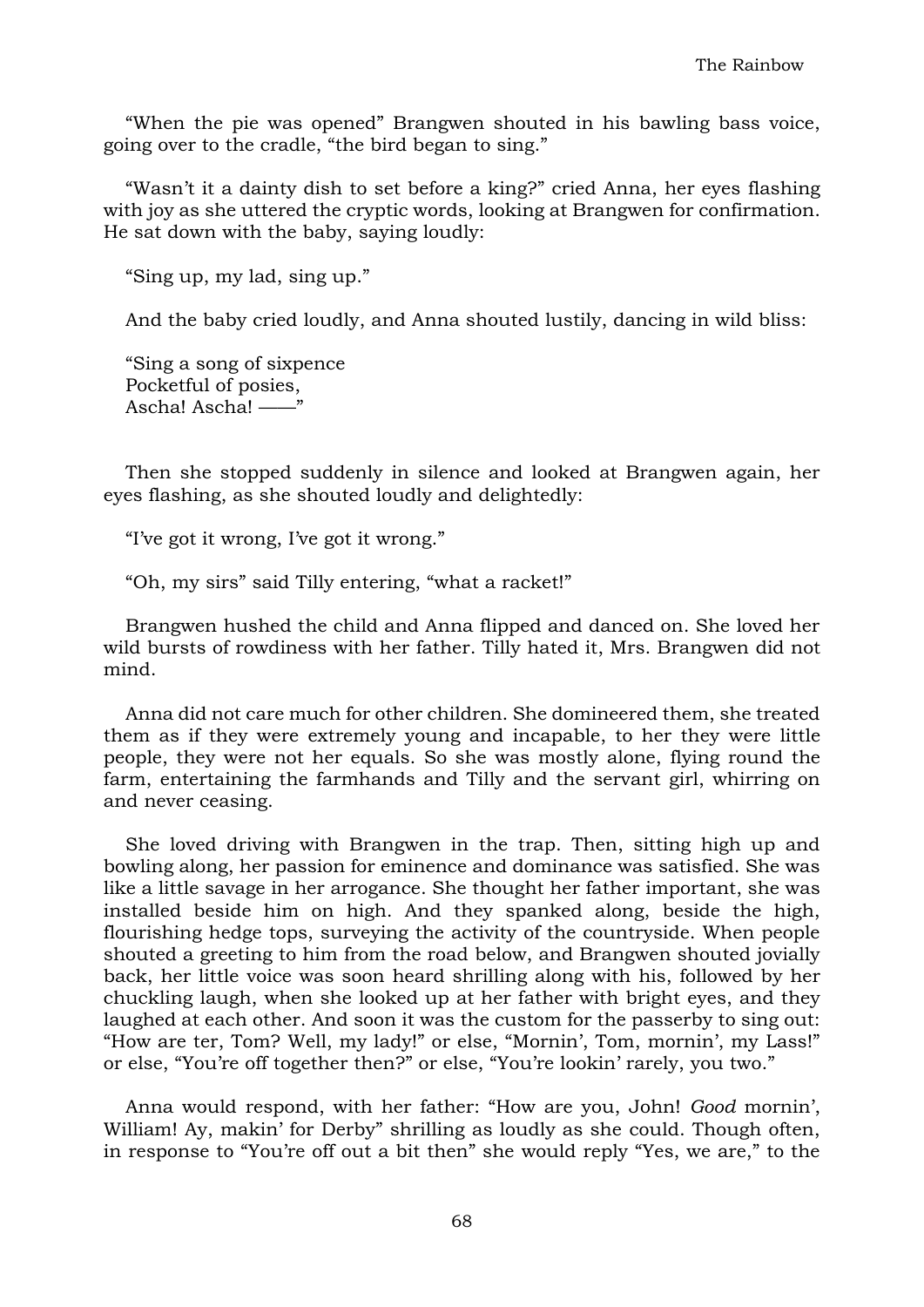"When the pie was opened" Brangwen shouted in his bawling bass voice, going over to the cradle, "the bird began to sing."

"Wasn't it a dainty dish to set before a king?" cried Anna, her eyes flashing with joy as she uttered the cryptic words, looking at Brangwen for confirmation. He sat down with the baby, saying loudly:

"Sing up, my lad, sing up."

And the baby cried loudly, and Anna shouted lustily, dancing in wild bliss:

"Sing a song of sixpence  
Pocketful of posies,  
Ascha! Ascha! ——"

Then she stopped suddenly in silence and looked at Brangwen again, her eyes flashing, as she shouted loudly and delightedly:

"I've got it wrong, I've got it wrong."

"Oh, my sirs" said Tilly entering, "what a racket!"

Brangwen hushed the child and Anna flipped and danced on. She loved her wild bursts of rowdiness with her father. Tilly hated it, Mrs. Brangwen did not mind.

Anna did not care much for other children. She domineered them, she treated them as if they were extremely young and incapable, to her they were little people, they were not her equals. So she was mostly alone, flying round the farm, entertaining the farmhands and Tilly and the servant girl, whirring on and never ceasing.

She loved driving with Brangwen in the trap. Then, sitting high up and bowling along, her passion for eminence and dominance was satisfied. She was like a little savage in her arrogance. She thought her father important, she was installed beside him on high. And they spanked along, beside the high, flourishing hedge tops, surveying the activity of the countryside. When people shouted a greeting to him from the road below, and Brangwen shouted jovially back, her little voice was soon heard shrilling along with his, followed by her chuckling laugh, when she looked up at her father with bright eyes, and they laughed at each other. And soon it was the custom for the passerby to sing out: "How are ter, Tom? Well, my lady!" or else, "Mornin', Tom, mornin', my Lass!" or else, "You're off together then?" or else, "You're lookin' rarely, you two."

Anna would respond, with her father: "How are you, John! *Good* mornin', William! Ay, makin' for Derby" shrilling as loudly as she could. Though often, in response to "You're off out a bit then" she would reply "Yes, we are," to the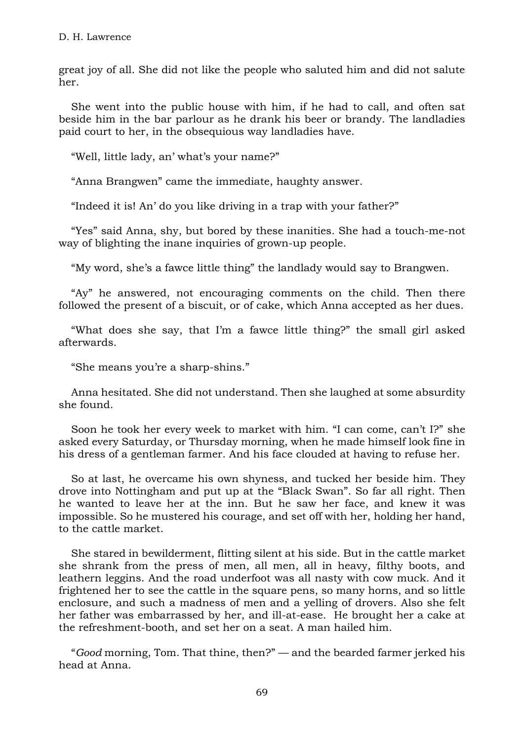great joy of all. She did not like the people who saluted him and did not salute her.

She went into the public house with him, if he had to call, and often sat beside him in the bar parlour as he drank his beer or brandy. The landladies paid court to her, in the obsequious way landladies have.

"Well, little lady, an' what's your name?"

"Anna Brangwen" came the immediate, haughty answer.

"Indeed it is! An' do you like driving in a trap with your father?"

"Yes" said Anna, shy, but bored by these inanities. She had a touch-me-not way of blighting the inane inquiries of grown-up people.

"My word, she's a fawce little thing" the landlady would say to Brangwen.

"Ay" he answered, not encouraging comments on the child. Then there followed the present of a biscuit, or of cake, which Anna accepted as her dues.

"What does she say, that I'm a fawce little thing?" the small girl asked afterwards.

"She means you're a sharp-shins."

Anna hesitated. She did not understand. Then she laughed at some absurdity she found.

Soon he took her every week to market with him. "I can come, can't I?" she asked every Saturday, or Thursday morning, when he made himself look fine in his dress of a gentleman farmer. And his face clouded at having to refuse her.

So at last, he overcame his own shyness, and tucked her beside him. They drove into Nottingham and put up at the "Black Swan". So far all right. Then he wanted to leave her at the inn. But he saw her face, and knew it was impossible. So he mustered his courage, and set off with her, holding her hand, to the cattle market.

She stared in bewilderment, flitting silent at his side. But in the cattle market she shrank from the press of men, all men, all in heavy, filthy boots, and leathern leggins. And the road underfoot was all nasty with cow muck. And it frightened her to see the cattle in the square pens, so many horns, and so little enclosure, and such a madness of men and a yelling of drovers. Also she felt her father was embarrassed by her, and ill-at-ease. He brought her a cake at the refreshment-booth, and set her on a seat. A man hailed him.

"*Good* morning, Tom. That thine, then?" — and the bearded farmer jerked his head at Anna.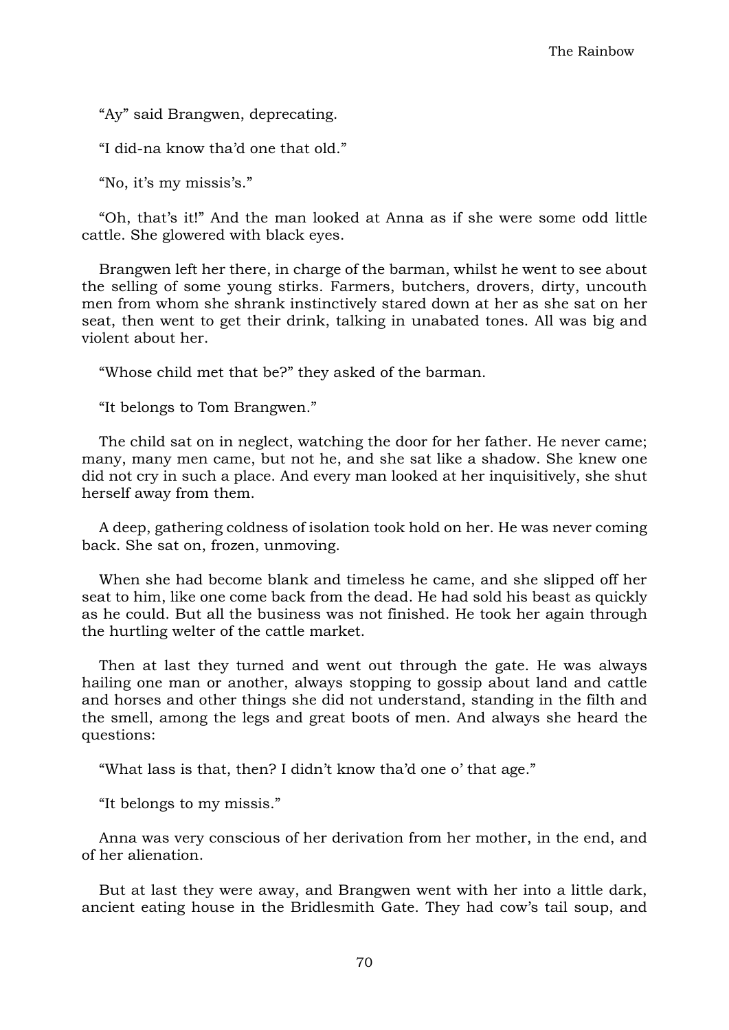"Ay" said Brangwen, deprecating.

"I did-na know tha'd one that old."

"No, it's my missis's."

"Oh, that's it!" And the man looked at Anna as if she were some odd little cattle. She glowered with black eyes.

Brangwen left her there, in charge of the barman, whilst he went to see about the selling of some young stirks. Farmers, butchers, drovers, dirty, uncouth men from whom she shrank instinctively stared down at her as she sat on her seat, then went to get their drink, talking in unabated tones. All was big and violent about her.

"Whose child met that be?" they asked of the barman.

"It belongs to Tom Brangwen."

The child sat on in neglect, watching the door for her father. He never came; many, many men came, but not he, and she sat like a shadow. She knew one did not cry in such a place. And every man looked at her inquisitively, she shut herself away from them.

A deep, gathering coldness of isolation took hold on her. He was never coming back. She sat on, frozen, unmoving.

When she had become blank and timeless he came, and she slipped off her seat to him, like one come back from the dead. He had sold his beast as quickly as he could. But all the business was not finished. He took her again through the hurtling welter of the cattle market.

Then at last they turned and went out through the gate. He was always hailing one man or another, always stopping to gossip about land and cattle and horses and other things she did not understand, standing in the filth and the smell, among the legs and great boots of men. And always she heard the questions:

"What lass is that, then? I didn't know tha'd one o' that age."

"It belongs to my missis."

Anna was very conscious of her derivation from her mother, in the end, and of her alienation.

But at last they were away, and Brangwen went with her into a little dark, ancient eating house in the Bridlesmith Gate. They had cow's tail soup, and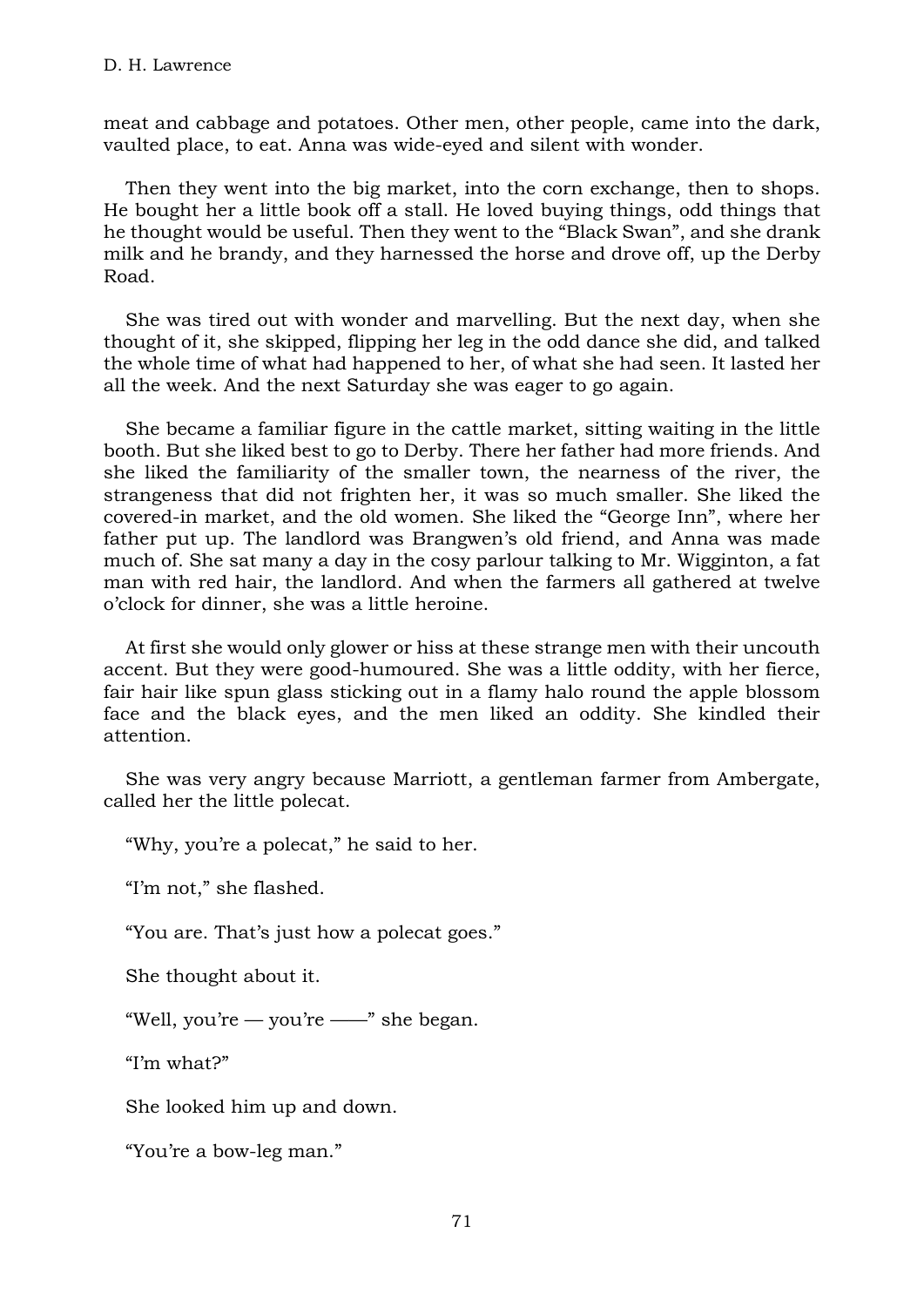meat and cabbage and potatoes. Other men, other people, came into the dark, vaulted place, to eat. Anna was wide-eyed and silent with wonder.

Then they went into the big market, into the corn exchange, then to shops. He bought her a little book off a stall. He loved buying things, odd things that he thought would be useful. Then they went to the “Black Swan”, and she drank milk and he brandy, and they harnessed the horse and drove off, up the Derby Road.

She was tired out with wonder and marvelling. But the next day, when she thought of it, she skipped, flipping her leg in the odd dance she did, and talked the whole time of what had happened to her, of what she had seen. It lasted her all the week. And the next Saturday she was eager to go again.

She became a familiar figure in the cattle market, sitting waiting in the little booth. But she liked best to go to Derby. There her father had more friends. And she liked the familiarity of the smaller town, the nearness of the river, the strangeness that did not frighten her, it was so much smaller. She liked the covered-in market, and the old women. She liked the “George Inn”, where her father put up. The landlord was Brangwen’s old friend, and Anna was made much of. She sat many a day in the cosy parlour talking to Mr. Wigginton, a fat man with red hair, the landlord. And when the farmers all gathered at twelve o’clock for dinner, she was a little heroine.

At first she would only glower or hiss at these strange men with their uncouth accent. But they were good-humoured. She was a little oddity, with her fierce, fair hair like spun glass sticking out in a flamy halo round the apple blossom face and the black eyes, and the men liked an oddity. She kindled their attention.

She was very angry because Marriott, a gentleman farmer from Ambergate, called her the little polecat.

“Why, you’re a polecat,” he said to her.

“I’m not,” she flashed.

“You are. That’s just how a polecat goes.”

She thought about it.

“Well, you’re — you’re ——” she began.

“I’m what?”

She looked him up and down.

“You’re a bow-leg man.”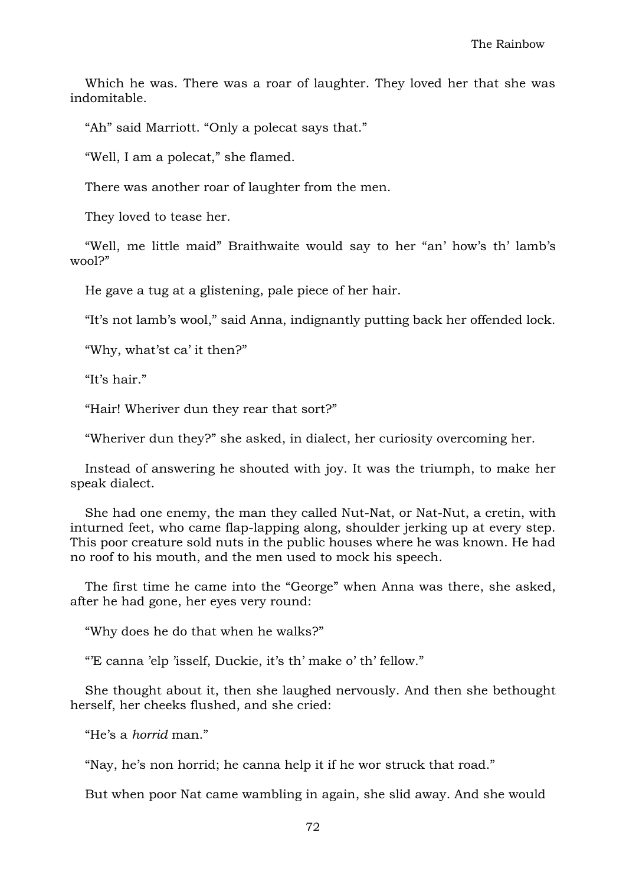Which he was. There was a roar of laughter. They loved her that she was indomitable.

"Ah" said Marriott. "Only a polecat says that."

"Well, I am a polecat," she flamed.

There was another roar of laughter from the men.

They loved to tease her.

"Well, me little maid" Braithwaite would say to her "an' how's th' lamb's wool?"

He gave a tug at a glistening, pale piece of her hair.

"It's not lamb's wool," said Anna, indignantly putting back her offended lock.

"Why, what'st ca' it then?"

"It's hair."

"Hair! Wheriver dun they rear that sort?"

"Wheriver dun they?" she asked, in dialect, her curiosity overcoming her.

Instead of answering he shouted with joy. It was the triumph, to make her speak dialect.

She had one enemy, the man they called Nut-Nat, or Nat-Nut, a cretin, with inturned feet, who came flap-lapping along, shoulder jerking up at every step. This poor creature sold nuts in the public houses where he was known. He had no roof to his mouth, and the men used to mock his speech.

The first time he came into the "George" when Anna was there, she asked, after he had gone, her eyes very round:

"Why does he do that when he walks?"

"'E canna 'elp 'isself, Duckie, it's th' make o' th' fellow."

She thought about it, then she laughed nervously. And then she bethought herself, her cheeks flushed, and she cried:

"He's a *horrid* man."

"Nay, he's non horrid; he canna help it if he wor struck that road."

But when poor Nat came wambling in again, she slid away. And she would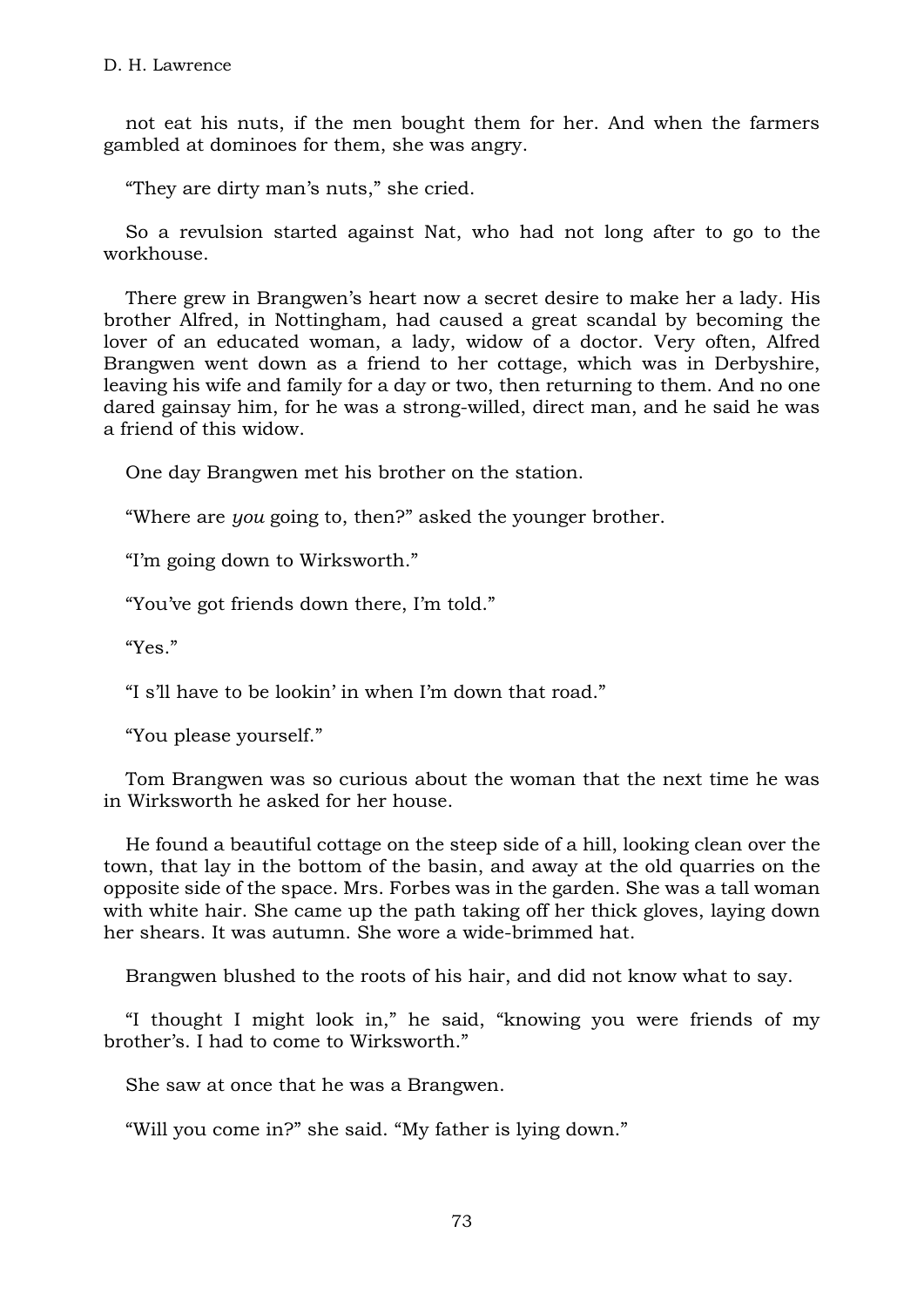not eat his nuts, if the men bought them for her. And when the farmers gambled at dominoes for them, she was angry.

"They are dirty man's nuts," she cried.

So a revulsion started against Nat, who had not long after to go to the workhouse.

There grew in Brangwen's heart now a secret desire to make her a lady. His brother Alfred, in Nottingham, had caused a great scandal by becoming the lover of an educated woman, a lady, widow of a doctor. Very often, Alfred Brangwen went down as a friend to her cottage, which was in Derbyshire, leaving his wife and family for a day or two, then returning to them. And no one dared gainsay him, for he was a strong-willed, direct man, and he said he was a friend of this widow.

One day Brangwen met his brother on the station.

"Where are *you* going to, then?" asked the younger brother.

"I'm going down to Wirksworth."

"You've got friends down there, I'm told."

"Yes."

"I s'll have to be lookin' in when I'm down that road."

"You please yourself."

Tom Brangwen was so curious about the woman that the next time he was in Wirksworth he asked for her house.

He found a beautiful cottage on the steep side of a hill, looking clean over the town, that lay in the bottom of the basin, and away at the old quarries on the opposite side of the space. Mrs. Forbes was in the garden. She was a tall woman with white hair. She came up the path taking off her thick gloves, laying down her shears. It was autumn. She wore a wide-brimmed hat.

Brangwen blushed to the roots of his hair, and did not know what to say.

"I thought I might look in," he said, "knowing you were friends of my brother's. I had to come to Wirksworth."

She saw at once that he was a Brangwen.

"Will you come in?" she said. "My father is lying down."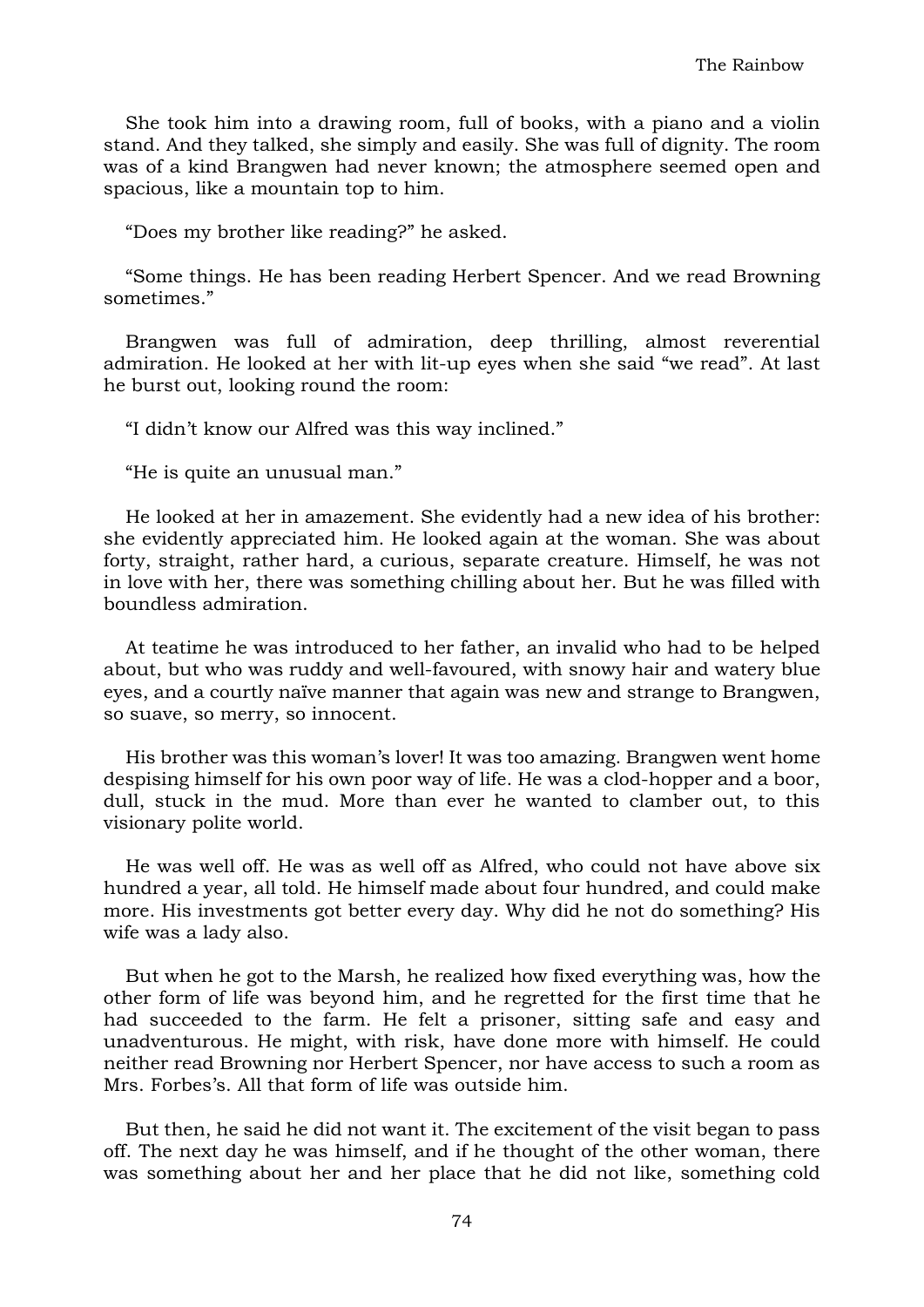She took him into a drawing room, full of books, with a piano and a violin stand. And they talked, she simply and easily. She was full of dignity. The room was of a kind Brangwen had never known; the atmosphere seemed open and spacious, like a mountain top to him.

"Does my brother like reading?" he asked.

"Some things. He has been reading Herbert Spencer. And we read Browning sometimes."

Brangwen was full of admiration, deep thrilling, almost reverential admiration. He looked at her with lit-up eyes when she said "we read". At last he burst out, looking round the room:

"I didn't know our Alfred was this way inclined."

"He is quite an unusual man."

He looked at her in amazement. She evidently had a new idea of his brother: she evidently appreciated him. He looked again at the woman. She was about forty, straight, rather hard, a curious, separate creature. Himself, he was not in love with her, there was something chilling about her. But he was filled with boundless admiration.

At teatime he was introduced to her father, an invalid who had to be helped about, but who was ruddy and well-favoured, with snowy hair and watery blue eyes, and a courtly naïve manner that again was new and strange to Brangwen, so suave, so merry, so innocent.

His brother was this woman's lover! It was too amazing. Brangwen went home despising himself for his own poor way of life. He was a clod-hopper and a boor, dull, stuck in the mud. More than ever he wanted to clamber out, to this visionary polite world.

He was well off. He was as well off as Alfred, who could not have above six hundred a year, all told. He himself made about four hundred, and could make more. His investments got better every day. Why did he not do something? His wife was a lady also.

But when he got to the Marsh, he realized how fixed everything was, how the other form of life was beyond him, and he regretted for the first time that he had succeeded to the farm. He felt a prisoner, sitting safe and easy and unadventurous. He might, with risk, have done more with himself. He could neither read Browning nor Herbert Spencer, nor have access to such a room as Mrs. Forbes's. All that form of life was outside him.

But then, he said he did not want it. The excitement of the visit began to pass off. The next day he was himself, and if he thought of the other woman, there was something about her and her place that he did not like, something cold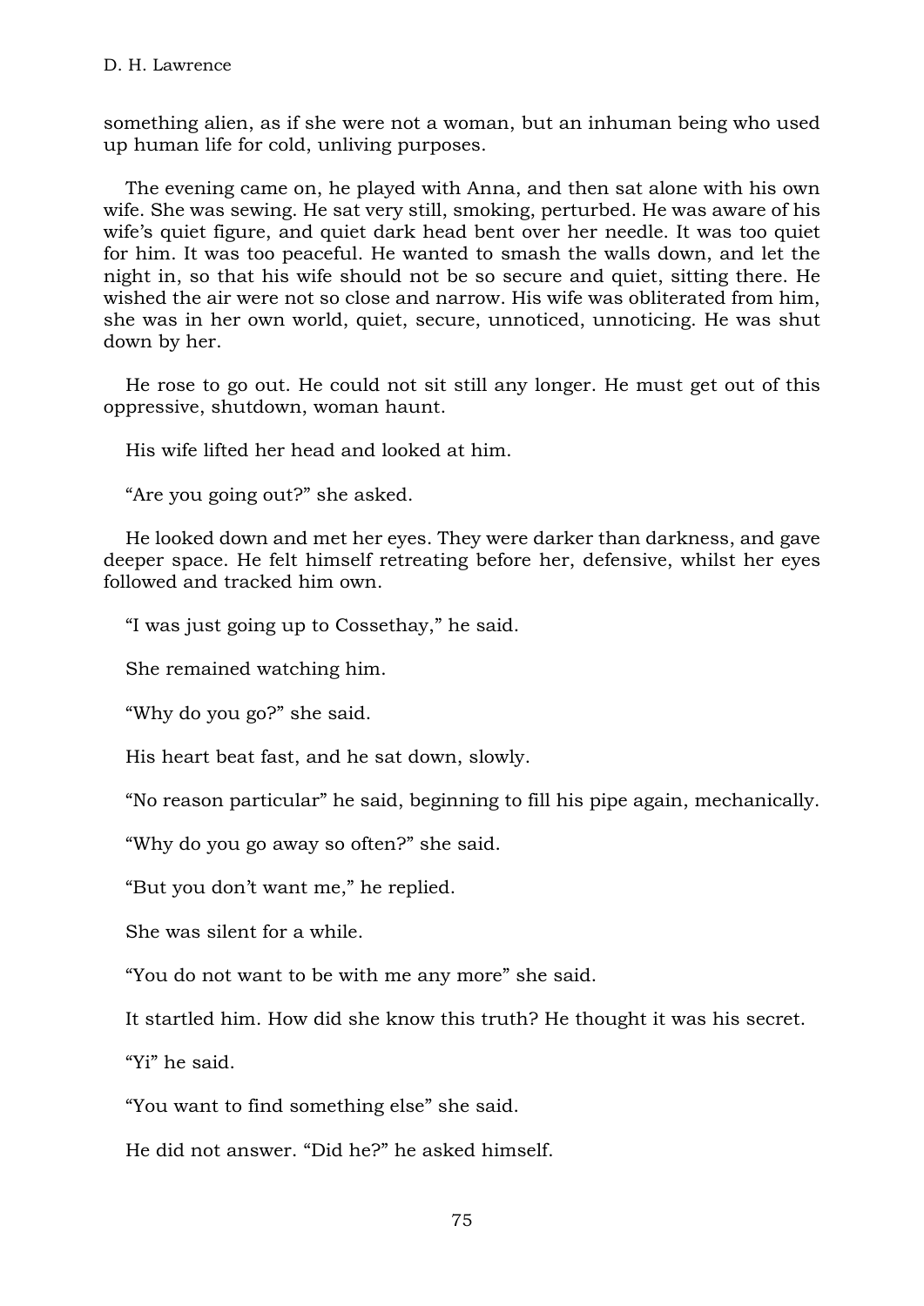something alien, as if she were not a woman, but an inhuman being who used up human life for cold, unliving purposes.

The evening came on, he played with Anna, and then sat alone with his own wife. She was sewing. He sat very still, smoking, perturbed. He was aware of his wife's quiet figure, and quiet dark head bent over her needle. It was too quiet for him. It was too peaceful. He wanted to smash the walls down, and let the night in, so that his wife should not be so secure and quiet, sitting there. He wished the air were not so close and narrow. His wife was obliterated from him, she was in her own world, quiet, secure, unnoticed, unnoticing. He was shut down by her.

He rose to go out. He could not sit still any longer. He must get out of this oppressive, shutdown, woman haunt.

His wife lifted her head and looked at him.

"Are you going out?" she asked.

He looked down and met her eyes. They were darker than darkness, and gave deeper space. He felt himself retreating before her, defensive, whilst her eyes followed and tracked him own.

"I was just going up to Cossethay," he said.

She remained watching him.

"Why do you go?" she said.

His heart beat fast, and he sat down, slowly.

"No reason particular" he said, beginning to fill his pipe again, mechanically.

"Why do you go away so often?" she said.

"But you don't want me," he replied.

She was silent for a while.

"You do not want to be with me any more" she said.

It startled him. How did she know this truth? He thought it was his secret.

"Yi" he said.

"You want to find something else" she said.

He did not answer. "Did he?" he asked himself.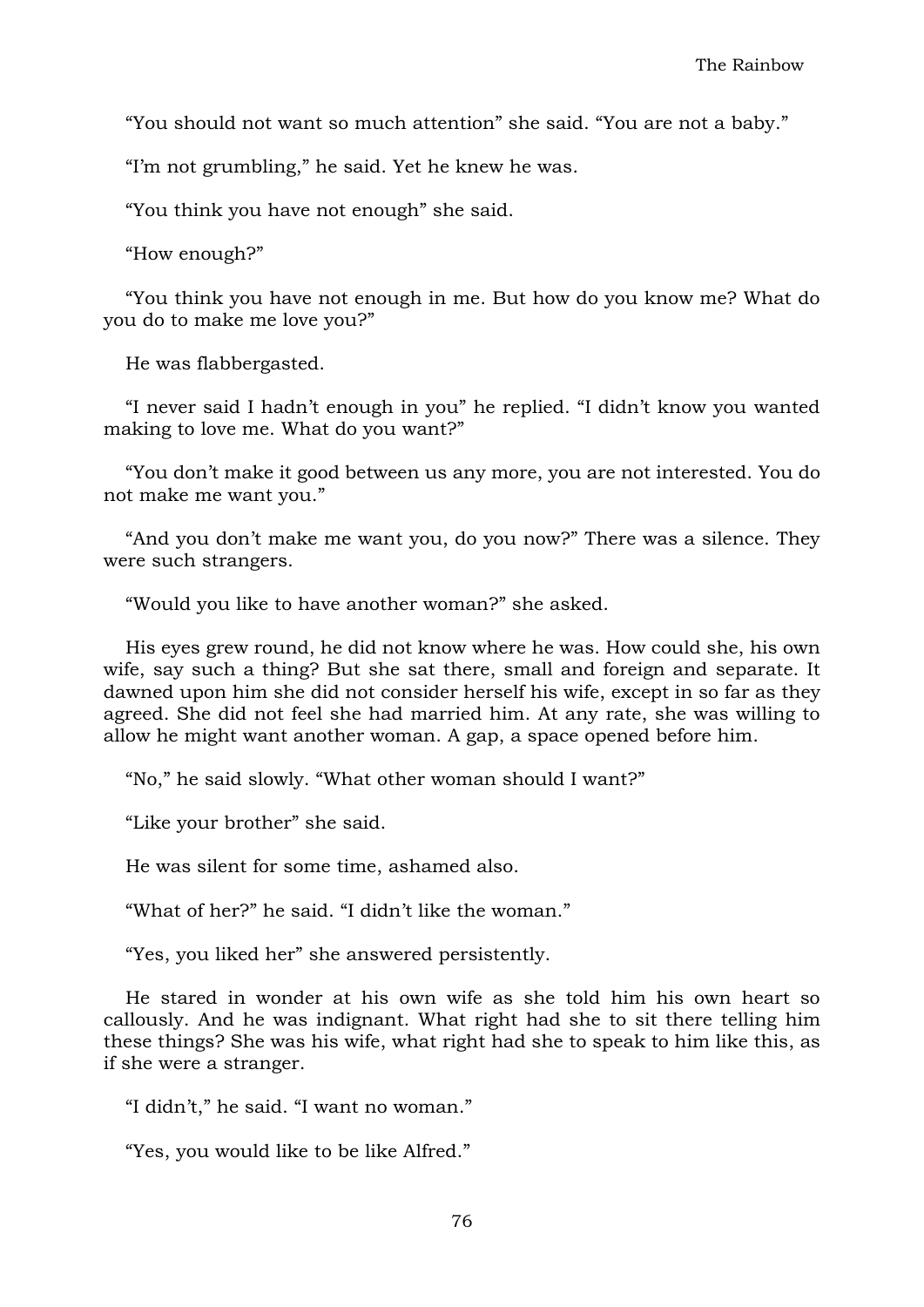“You should not want so much attention” she said. “You are not a baby.”

“I’m not grumbling,” he said. Yet he knew he was.

“You think you have not enough” she said.

“How enough?”

“You think you have not enough in me. But how do you know me? What do you do to make me love you?”

He was flabbergasted.

“I never said I hadn’t enough in you” he replied. “I didn’t know you wanted making to love me. What do you want?”

“You don’t make it good between us any more, you are not interested. You do not make me want you.”

“And you don’t make me want you, do you now?” There was a silence. They were such strangers.

“Would you like to have another woman?” she asked.

His eyes grew round, he did not know where he was. How could she, his own wife, say such a thing? But she sat there, small and foreign and separate. It dawned upon him she did not consider herself his wife, except in so far as they agreed. She did not feel she had married him. At any rate, she was willing to allow he might want another woman. A gap, a space opened before him.

“No,” he said slowly. “What other woman should I want?”

“Like your brother” she said.

He was silent for some time, ashamed also.

“What of her?” he said. “I didn’t like the woman.”

“Yes, you liked her” she answered persistently.

He stared in wonder at his own wife as she told him his own heart so callously. And he was indignant. What right had she to sit there telling him these things? She was his wife, what right had she to speak to him like this, as if she were a stranger.

“I didn’t,” he said. “I want no woman.”

“Yes, you would like to be like Alfred.”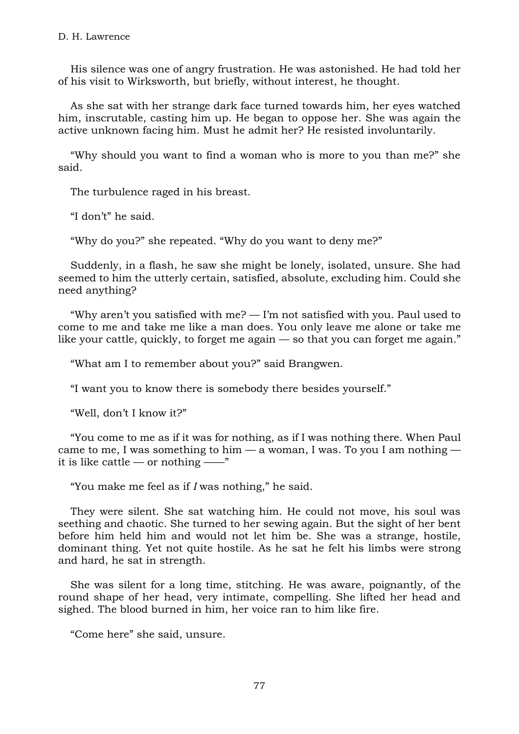His silence was one of angry frustration. He was astonished. He had told her of his visit to Wirksworth, but briefly, without interest, he thought.

As she sat with her strange dark face turned towards him, her eyes watched him, inscrutable, casting him up. He began to oppose her. She was again the active unknown facing him. Must he admit her? He resisted involuntarily.

“Why should you want to find a woman who is more to you than me?” she said.

The turbulence raged in his breast.

“I don’t” he said.

“Why do you?” she repeated. “Why do you want to deny me?”

Suddenly, in a flash, he saw she might be lonely, isolated, unsure. She had seemed to him the utterly certain, satisfied, absolute, excluding him. Could she need anything?

“Why aren’t you satisfied with me? — I’m not satisfied with you. Paul used to come to me and take me like a man does. You only leave me alone or take me like your cattle, quickly, to forget me again — so that you can forget me again.”

“What am I to remember about you?” said Brangwen.

“I want you to know there is somebody there besides yourself.”

“Well, don’t I know it?”

“You come to me as if it was for nothing, as if I was nothing there. When Paul came to me, I was something to him — a woman, I was. To you I am nothing — it is like cattle — or nothing ——”

“You make me feel as if *I* was nothing,” he said.

They were silent. She sat watching him. He could not move, his soul was seething and chaotic. She turned to her sewing again. But the sight of her bent before him held him and would not let him be. She was a strange, hostile, dominant thing. Yet not quite hostile. As he sat he felt his limbs were strong and hard, he sat in strength.

She was silent for a long time, stitching. He was aware, poignantly, of the round shape of her head, very intimate, compelling. She lifted her head and sighed. The blood burned in him, her voice ran to him like fire.

“Come here” she said, unsure.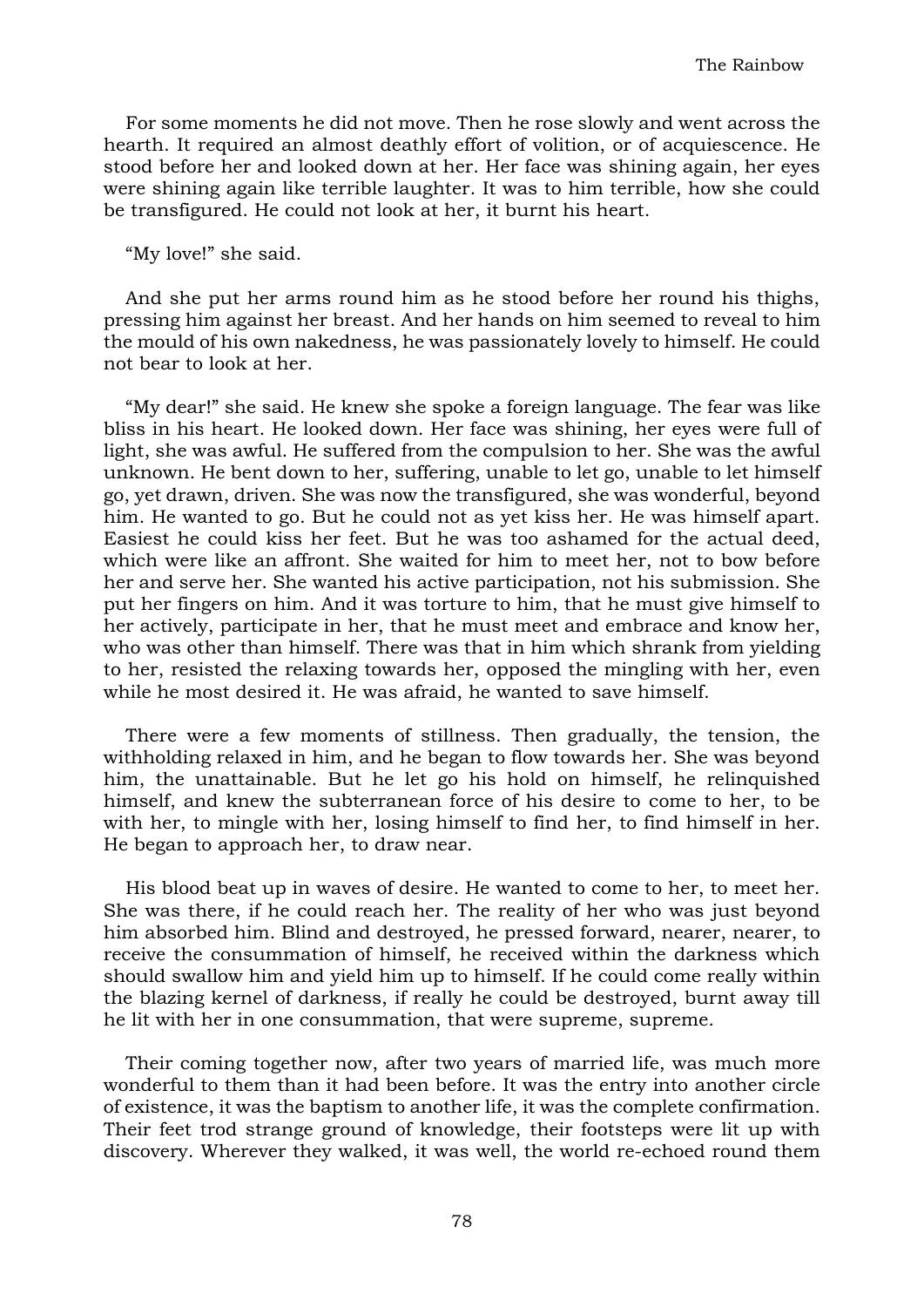For some moments he did not move. Then he rose slowly and went across the hearth. It required an almost deathly effort of volition, or of acquiescence. He stood before her and looked down at her. Her face was shining again, her eyes were shining again like terrible laughter. It was to him terrible, how she could be transfigured. He could not look at her, it burnt his heart.

"My love!" she said.

And she put her arms round him as he stood before her round his thighs, pressing him against her breast. And her hands on him seemed to reveal to him the mould of his own nakedness, he was passionately lovely to himself. He could not bear to look at her.

"My dear!" she said. He knew she spoke a foreign language. The fear was like bliss in his heart. He looked down. Her face was shining, her eyes were full of light, she was awful. He suffered from the compulsion to her. She was the awful unknown. He bent down to her, suffering, unable to let go, unable to let himself go, yet drawn, driven. She was now the transfigured, she was wonderful, beyond him. He wanted to go. But he could not as yet kiss her. He was himself apart. Easiest he could kiss her feet. But he was too ashamed for the actual deed, which were like an affront. She waited for him to meet her, not to bow before her and serve her. She wanted his active participation, not his submission. She put her fingers on him. And it was torture to him, that he must give himself to her actively, participate in her, that he must meet and embrace and know her, who was other than himself. There was that in him which shrank from yielding to her, resisted the relaxing towards her, opposed the mingling with her, even while he most desired it. He was afraid, he wanted to save himself.

There were a few moments of stillness. Then gradually, the tension, the withholding relaxed in him, and he began to flow towards her. She was beyond him, the unattainable. But he let go his hold on himself, he relinquished himself, and knew the subterranean force of his desire to come to her, to be with her, to mingle with her, losing himself to find her, to find himself in her. He began to approach her, to draw near.

His blood beat up in waves of desire. He wanted to come to her, to meet her. She was there, if he could reach her. The reality of her who was just beyond him absorbed him. Blind and destroyed, he pressed forward, nearer, nearer, to receive the consummation of himself, he received within the darkness which should swallow him and yield him up to himself. If he could come really within the blazing kernel of darkness, if really he could be destroyed, burnt away till he lit with her in one consummation, that were supreme, supreme.

Their coming together now, after two years of married life, was much more wonderful to them than it had been before. It was the entry into another circle of existence, it was the baptism to another life, it was the complete confirmation. Their feet trod strange ground of knowledge, their footsteps were lit up with discovery. Wherever they walked, it was well, the world re-echoed round them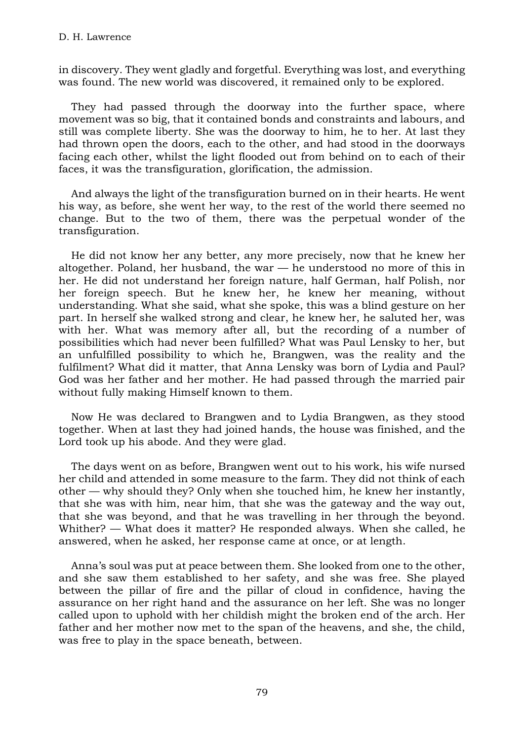in discovery. They went gladly and forgetful. Everything was lost, and everything was found. The new world was discovered, it remained only to be explored.

They had passed through the doorway into the further space, where movement was so big, that it contained bonds and constraints and labours, and still was complete liberty. She was the doorway to him, he to her. At last they had thrown open the doors, each to the other, and had stood in the doorways facing each other, whilst the light flooded out from behind on to each of their faces, it was the transfiguration, glorification, the admission.

And always the light of the transfiguration burned on in their hearts. He went his way, as before, she went her way, to the rest of the world there seemed no change. But to the two of them, there was the perpetual wonder of the transfiguration.

He did not know her any better, any more precisely, now that he knew her altogether. Poland, her husband, the war — he understood no more of this in her. He did not understand her foreign nature, half German, half Polish, nor her foreign speech. But he knew her, he knew her meaning, without understanding. What she said, what she spoke, this was a blind gesture on her part. In herself she walked strong and clear, he knew her, he saluted her, was with her. What was memory after all, but the recording of a number of possibilities which had never been fulfilled? What was Paul Lensky to her, but an unfulfilled possibility to which he, Brangwen, was the reality and the fulfilment? What did it matter, that Anna Lensky was born of Lydia and Paul? God was her father and her mother. He had passed through the married pair without fully making Himself known to them.

Now He was declared to Brangwen and to Lydia Brangwen, as they stood together. When at last they had joined hands, the house was finished, and the Lord took up his abode. And they were glad.

The days went on as before, Brangwen went out to his work, his wife nursed her child and attended in some measure to the farm. They did not think of each other — why should they? Only when she touched him, he knew her instantly, that she was with him, near him, that she was the gateway and the way out, that she was beyond, and that he was travelling in her through the beyond. Whither? — What does it matter? He responded always. When she called, he answered, when he asked, her response came at once, or at length.

Anna's soul was put at peace between them. She looked from one to the other, and she saw them established to her safety, and she was free. She played between the pillar of fire and the pillar of cloud in confidence, having the assurance on her right hand and the assurance on her left. She was no longer called upon to uphold with her childish might the broken end of the arch. Her father and her mother now met to the span of the heavens, and she, the child, was free to play in the space beneath, between.